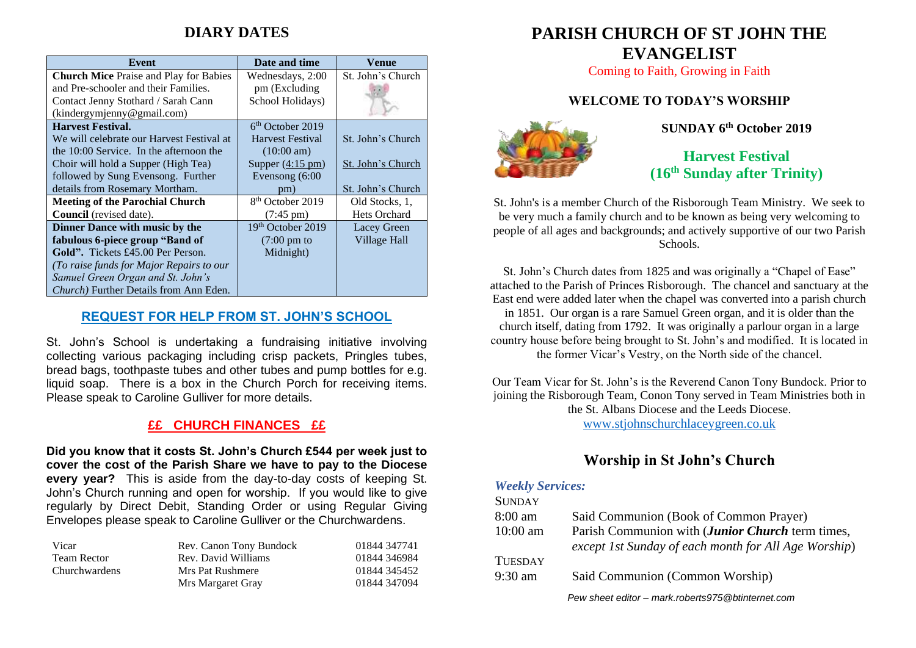## DIARY DATES

| Event | Date and time | Venue |
|---|---|---|
| **Church Mice** Praise and Play for Babies and Pre-schooler and their Families. Contact Jenny Stothard / Sarah Cann (kindergymjenny@gmail.com) | Wednesdays, 2:00 pm (Excluding School Holidays) | St. John's Church |
| **Harvest Festival.** We will celebrate our Harvest Festival at the 10:00 Service. In the afternoon the Choir will hold a Supper (High Tea) followed by Sung Evensong. Further details from Rosemary Mortham. | 6th October 2019<br>Harvest Festival (10:00 am)<br>Supper (4:15 pm)<br>Evensong (6:00 pm) | St. John's Church<br>St. John's Church<br>St. John's Church |
| **Meeting of the Parochial Church Council** (revised date). | 8th October 2019 (7:45 pm) | Old Stocks, 1, Hets Orchard |
| **Dinner Dance with music by the fabulous 6-piece group "Band of Gold".** Tickets £45.00 Per Person. *(To raise funds for Major Repairs to our Samuel Green Organ and St. John's Church)* Further Details from Ann Eden. | 19th October 2019 (7:00 pm to Midnight) | Lacey Green Village Hall |

### REQUEST FOR HELP FROM ST. JOHN'S SCHOOL

St. John's School is undertaking a fundraising initiative involving collecting various packaging including crisp packets, Pringles tubes, bread bags, toothpaste tubes and other tubes and pump bottles for e.g. liquid soap. There is a box in the Church Porch for receiving items. Please speak to Caroline Gulliver for more details.

### ££ CHURCH FINANCES ££

**Did you know that it costs St. John's Church £544 per week just to cover the cost of the Parish Share we have to pay to the Diocese every year?** This is aside from the day-to-day costs of keeping St. John's Church running and open for worship. If you would like to give regularly by Direct Debit, Standing Order or using Regular Giving Envelopes please speak to Caroline Gulliver or the Churchwardens.

| | | |
|---|---|---|
| Vicar | Rev. Canon Tony Bundock | 01844 347741 |
| Team Rector | Rev. David Williams | 01844 346984 |
| Churchwardens | Mrs Pat Rushmere | 01844 345452 |
| | Mrs Margaret Gray | 01844 347094 |

# PARISH CHURCH OF ST JOHN THE EVANGELIST

Coming to Faith, Growing in Faith

### WELCOME TO TODAY'S WORSHIP

**SUNDAY 6th October 2019**

## Harvest Festival (16th Sunday after Trinity)

St. John's is a member Church of the Risborough Team Ministry. We seek to be very much a family church and to be known as being very welcoming to people of all ages and backgrounds; and actively supportive of our two Parish Schools.

St. John's Church dates from 1825 and was originally a "Chapel of Ease" attached to the Parish of Princes Risborough. The chancel and sanctuary at the East end were added later when the chapel was converted into a parish church in 1851. Our organ is a rare Samuel Green organ, and it is older than the church itself, dating from 1792. It was originally a parlour organ in a large country house before being brought to St. John's and modified. It is located in the former Vicar's Vestry, on the North side of the chancel.

Our Team Vicar for St. John's is the Reverend Canon Tony Bundock. Prior to joining the Risborough Team, Conon Tony served in Team Ministries both in the St. Albans Diocese and the Leeds Diocese.

www.stjohnschurchlaceygreen.co.uk

## Worship in St John's Church

***Weekly Services:***

SUNDAY

8:00 am — Said Communion (Book of Common Prayer)

10:00 am — Parish Communion with (***Junior Church*** term times, *except 1st Sunday of each month for All Age Worship*)

TUESDAY

9:30 am — Said Communion (Common Worship)

*Pew sheet editor – mark.roberts975@btinternet.com*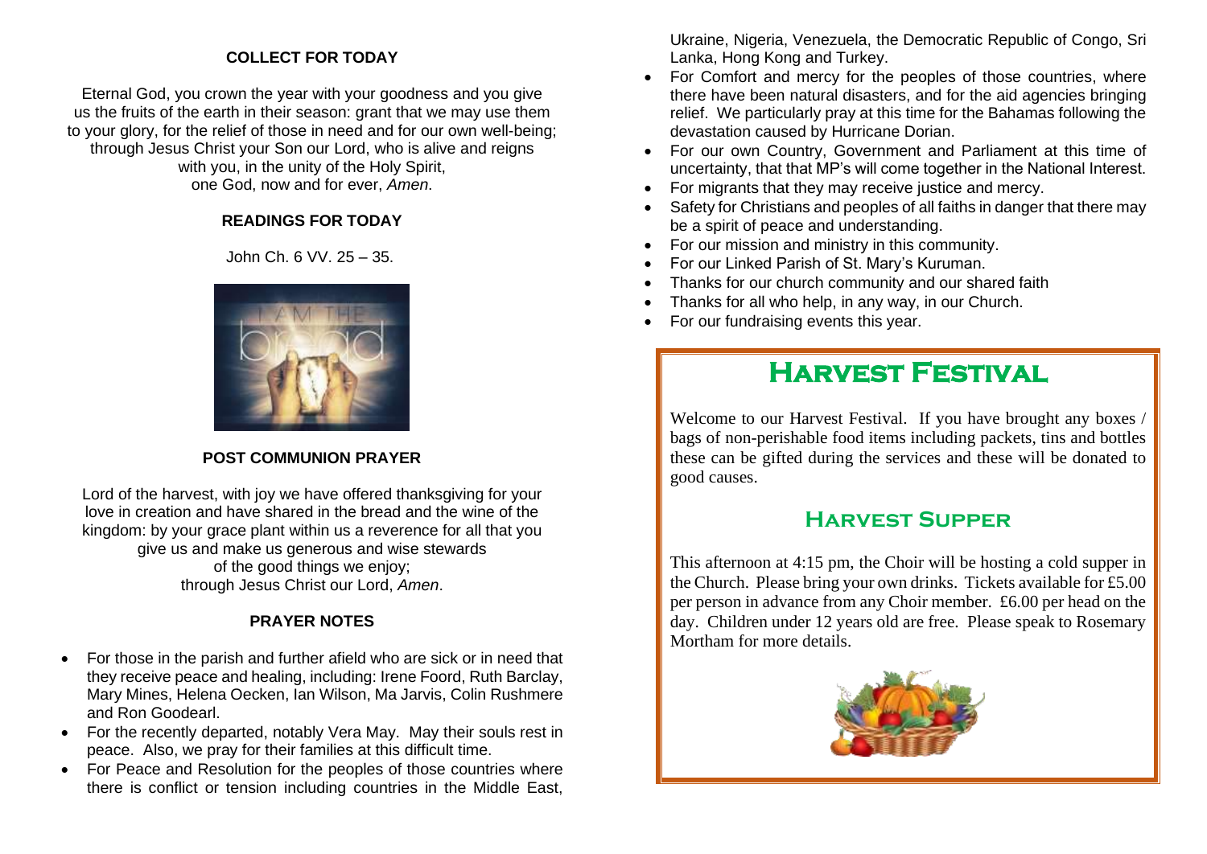### COLLECT FOR TODAY

Eternal God, you crown the year with your goodness and you give us the fruits of the earth in their season: grant that we may use them to your glory, for the relief of those in need and for our own well-being; through Jesus Christ your Son our Lord, who is alive and reigns with you, in the unity of the Holy Spirit, one God, now and for ever, *Amen.*

### READINGS FOR TODAY

John Ch. 6 VV. 25 – 35.

### POST COMMUNION PRAYER

Lord of the harvest, with joy we have offered thanksgiving for your love in creation and have shared in the bread and the wine of the kingdom: by your grace plant within us a reverence for all that you give us and make us generous and wise stewards of the good things we enjoy; through Jesus Christ our Lord, *Amen*.

### PRAYER NOTES

- For those in the parish and further afield who are sick or in need that they receive peace and healing, including: Irene Foord, Ruth Barclay, Mary Mines, Helena Oecken, Ian Wilson, Ma Jarvis, Colin Rushmere and Ron Goodearl.
- For the recently departed, notably Vera May. May their souls rest in peace. Also, we pray for their families at this difficult time.
- For Peace and Resolution for the peoples of those countries where there is conflict or tension including countries in the Middle East, Ukraine, Nigeria, Venezuela, the Democratic Republic of Congo, Sri Lanka, Hong Kong and Turkey.
- For Comfort and mercy for the peoples of those countries, where there have been natural disasters, and for the aid agencies bringing relief. We particularly pray at this time for the Bahamas following the devastation caused by Hurricane Dorian.
- For our own Country, Government and Parliament at this time of uncertainty, that that MP's will come together in the National Interest.
- For migrants that they may receive justice and mercy.
- Safety for Christians and peoples of all faiths in danger that there may be a spirit of peace and understanding.
- For our mission and ministry in this community.
- For our Linked Parish of St. Mary's Kuruman.
- Thanks for our church community and our shared faith
- Thanks for all who help, in any way, in our Church.
- For our fundraising events this year.

## HARVEST FESTIVAL

Welcome to our Harvest Festival. If you have brought any boxes / bags of non-perishable food items including packets, tins and bottles these can be gifted during the services and these will be donated to good causes.

## HARVEST SUPPER

This afternoon at 4:15 pm, the Choir will be hosting a cold supper in the Church. Please bring your own drinks. Tickets available for £5.00 per person in advance from any Choir member. £6.00 per head on the day. Children under 12 years old are free. Please speak to Rosemary Mortham for more details.